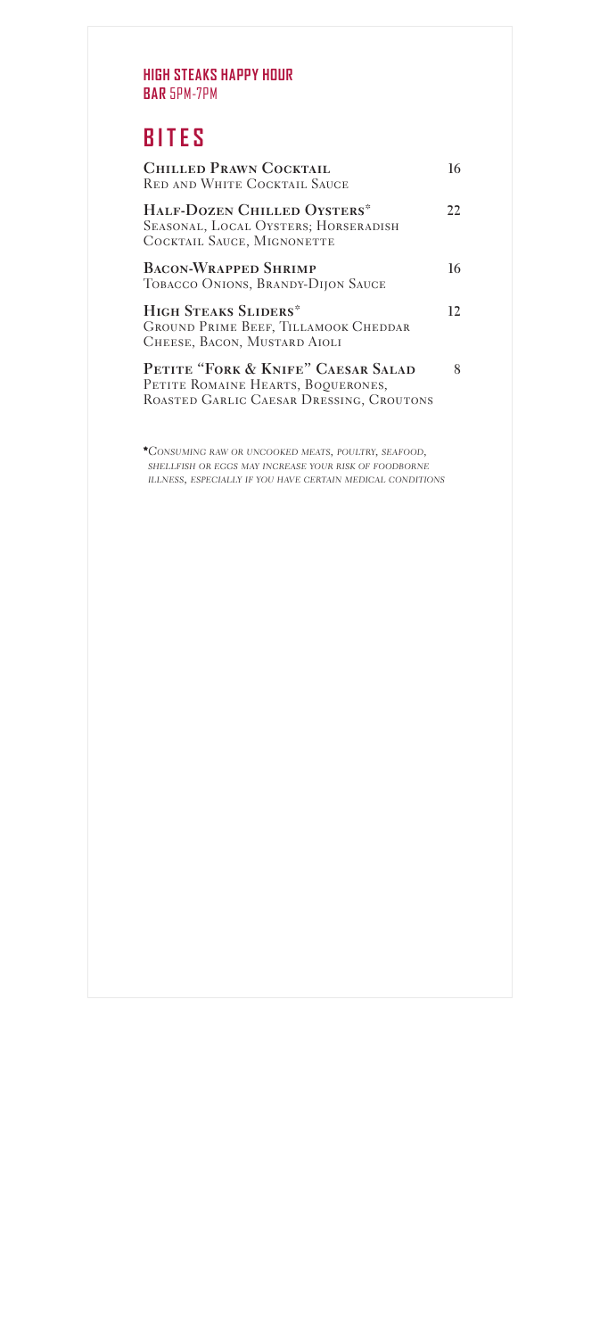**HIGH STEAKS HAPPY HOUR**
**BAR** 5PM-7PM

# BITES

**Chilled Prawn Cocktail** 16
Red and White Cocktail Sauce

**Half-Dozen Chilled Oysters*** 22
Seasonal, Local Oysters; Horseradish Cocktail Sauce, Mignonette

**Bacon-Wrapped Shrimp** 16
Tobacco Onions, Brandy-Dijon Sauce

**High Steaks Sliders*** 12
Ground Prime Beef, Tillamook Cheddar Cheese, Bacon, Mustard Aioli

**Petite "Fork & Knife" Caesar Salad** 8
Petite Romaine Hearts, Boquerones, Roasted Garlic Caesar Dressing, Croutons

**\***_Consuming raw or uncooked meats, poultry, seafood, shellfish or eggs may increase your risk of foodborne illness, especially if you have certain medical conditions_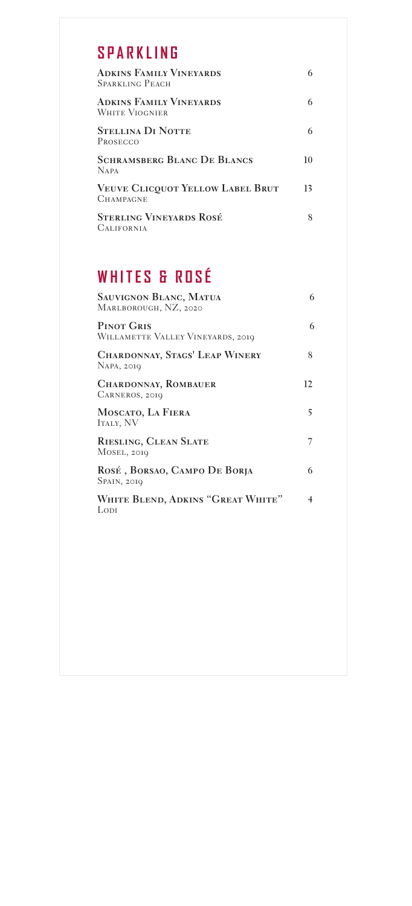## SPARKLING

| | |
|---|---|
| **Adkins Family Vineyards**<br>Sparkling Peach | 6 |
| **Adkins Family Vineyards**<br>White Viognier | 6 |
| **Stellina Di Notte**<br>Prosecco | 6 |
| **Schramsberg Blanc De Blancs**<br>Napa | 10 |
| **Veuve Clicquot Yellow Label Brut**<br>Champagne | 13 |
| **Sterling Vineyards Rosé**<br>California | 8 |

## WHITES & ROSÉ

| | |
|---|---|
| **Sauvignon Blanc, Matua**<br>Marlborough, NZ, 2020 | 6 |
| **Pinot Gris**<br>Willamette Valley Vineyards, 2019 | 6 |
| **Chardonnay, Stags' Leap Winery**<br>Napa, 2019 | 8 |
| **Chardonnay, Rombauer**<br>Carneros, 2019 | 12 |
| **Moscato, La Fiera**<br>Italy, NV | 5 |
| **Riesling, Clean Slate**<br>Mosel, 2019 | 7 |
| **Rosé , Borsao, Campo De Borja**<br>Spain, 2019 | 6 |
| **White Blend, Adkins "Great White"**<br>Lodi | 4 |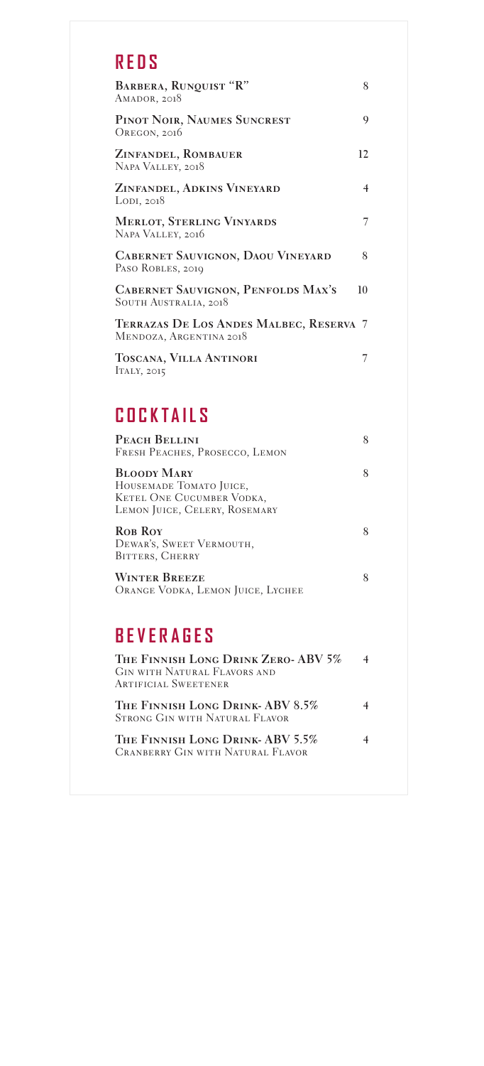## REDS

**Barbera, Runquist "R"** 8
Amador, 2018

**Pinot Noir, Naumes Suncrest** 9
Oregon, 2016

**Zinfandel, Rombauer** 12
Napa Valley, 2018

**Zinfandel, Adkins Vineyard** 4
Lodi, 2018

**Merlot, Sterling Vinyards** 7
Napa Valley, 2016

**Cabernet Sauvignon, Daou Vineyard** 8
Paso Robles, 2019

**Cabernet Sauvignon, Penfolds Max's** 10
South Australia, 2018

**Terrazas De Los Andes Malbec, Reserva** 7
Mendoza, Argentina 2018

**Toscana, Villa Antinori** 7
Italy, 2015

## COCKTAILS

**Peach Bellini** 8
Fresh Peaches, Prosecco, Lemon

**Bloody Mary** 8
Housemade Tomato Juice,
Ketel One Cucumber Vodka,
Lemon Juice, Celery, Rosemary

**Rob Roy** 8
Dewar's, Sweet Vermouth,
Bitters, Cherry

**Winter Breeze** 8
Orange Vodka, Lemon Juice, Lychee

## BEVERAGES

**The Finnish Long Drink Zero- ABV 5%** 4
Gin with Natural Flavors and
Artificial Sweetener

**The Finnish Long Drink- ABV 8.5%** 4
Strong Gin with Natural Flavor

**The Finnish Long Drink- ABV 5.5%** 4
Cranberry Gin with Natural Flavor